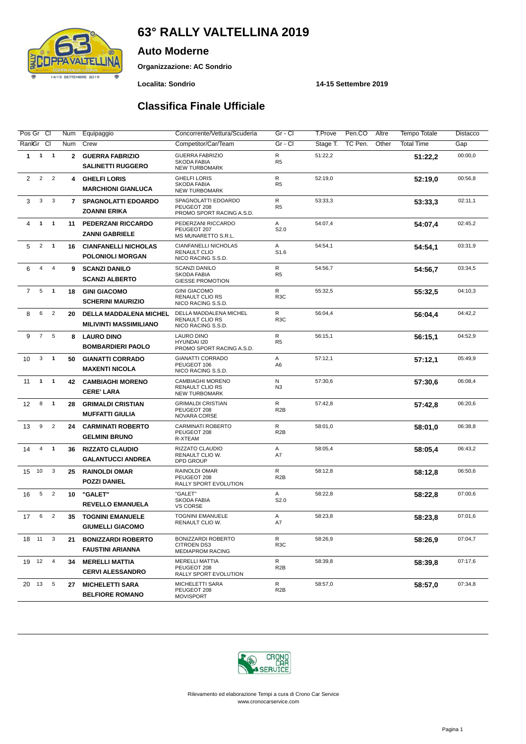# 63° RALLY VALTELLINA 2019

## Auto Moderne

**Organizzazione: AC Sondrio**

**Localita: Sondrio** **14-15 Settembre 2019**

## Classifica Finale Ufficiale

| Pos | Gr | Cl | Num | Equipaggio | Concorrente/Vettura/Scuderia | Gr - Cl | T.Prove | Pen.CO | Altre | Tempo Totale | Distacco |
|---|---|---|---|---|---|---|---|---|---|---|---|
| Rank | Gr | Cl | Num | Crew | Competitor/Car/Team | Gr - Cl | Stage T. | TC Pen. | Other | Total Time | Gap |
| 1 | 1 | 1 | 2 | **GUERRA FABRIZIO** **SALINETTI RUGGERO** | GUERRA FABRIZIO SKODA FABIA NEW TURBOMARK | R R5 | 51:22,2 | | | **51:22,2** | 00:00,0 |
| 2 | 2 | 2 | 4 | **GHELFI LORIS** **MARCHIONI GIANLUCA** | GHELFI LORIS SKODA FABIA NEW TURBOMARK | R R5 | 52:19,0 | | | **52:19,0** | 00:56,8 |
| 3 | 3 | 3 | 7 | **SPAGNOLATTI EDOARDO** **ZOANNI ERIKA** | SPAGNOLATTI EDOARDO PEUGEOT 208 PROMO SPORT RACING A.S.D. | R R5 | 53:33,3 | | | **53:33,3** | 02:11,1 |
| 4 | 1 | 1 | 11 | **PEDERZANI RICCARDO** **ZANNI GABRIELE** | PEDERZANI RICCARDO PEUGEOT 207 MS MUNARETTO S.R.L. | A S2.0 | 54:07,4 | | | **54:07,4** | 02:45,2 |
| 5 | 2 | 1 | 16 | **CIANFANELLI NICHOLAS** **POLONIOLI MORGAN** | CIANFANELLI NICHOLAS RENAULT CLIO NICO RACING S.S.D. | A S1.6 | 54:54,1 | | | **54:54,1** | 03:31,9 |
| 6 | 4 | 4 | 9 | **SCANZI DANILO** **SCANZI ALBERTO** | SCANZI DANILO SKODA FABIA GIESSE PROMOTION | R R5 | 54:56,7 | | | **54:56,7** | 03:34,5 |
| 7 | 5 | 1 | 18 | **GINI GIACOMO** **SCHERINI MAURIZIO** | GINI GIACOMO RENAULT CLIO RS NICO RACING S.S.D. | R R3C | 55:32,5 | | | **55:32,5** | 04:10,3 |
| 8 | 6 | 2 | 20 | **DELLA MADDALENA MICHEL** **MILIVINTI MASSIMILIANO** | DELLA MADDALENA MICHEL RENAULT CLIO RS NICO RACING S.S.D. | R R3C | 56:04,4 | | | **56:04,4** | 04:42,2 |
| 9 | 7 | 5 | 8 | **LAURO DINO** **BOMBARDIERI PAOLO** | LAURO DINO HYUNDAI I20 PROMO SPORT RACING A.S.D. | R R5 | 56:15,1 | | | **56:15,1** | 04:52,9 |
| 10 | 3 | 1 | 50 | **GIANATTI CORRADO** **MAXENTI NICOLA** | GIANATTI CORRADO PEUGEOT 106 NICO RACING S.S.D. | A A6 | 57:12,1 | | | **57:12,1** | 05:49,9 |
| 11 | 1 | 1 | 42 | **CAMBIAGHI MORENO** **CERE' LARA** | CAMBIAGHI MORENO RENAULT CLIO RS NEW TURBOMARK | N N3 | 57:30,6 | | | **57:30,6** | 06:08,4 |
| 12 | 8 | 1 | 28 | **GRIMALDI CRISTIAN** **MUFFATTI GIULIA** | GRIMALDI CRISTIAN PEUGEOT 208 NOVARA CORSE | R R2B | 57:42,8 | | | **57:42,8** | 06:20,6 |
| 13 | 9 | 2 | 24 | **CARMINATI ROBERTO** **GELMINI BRUNO** | CARMINATI ROBERTO PEUGEOT 208 R-XTEAM | R R2B | 58:01,0 | | | **58:01,0** | 06:38,8 |
| 14 | 4 | 1 | 36 | **RIZZATO CLAUDIO** **GALANTUCCI ANDREA** | RIZZATO CLAUDIO RENAULT CLIO W. DPD GROUP | A A7 | 58:05,4 | | | **58:05,4** | 06:43,2 |
| 15 | 10 | 3 | 25 | **RAINOLDI OMAR** **POZZI DANIEL** | RAINOLDI OMAR PEUGEOT 208 RALLY SPORT EVOLUTION | R R2B | 58:12,8 | | | **58:12,8** | 06:50,6 |
| 16 | 5 | 2 | 10 | **"GALET"** **REVELLO EMANUELA** | "GALET" SKODA FABIA VS CORSE | A S2.0 | 58:22,8 | | | **58:22,8** | 07:00,6 |
| 17 | 6 | 2 | 35 | **TOGNINI EMANUELE** **GIUMELLI GIACOMO** | TOGNINI EMANUELE RENAULT CLIO W. | A A7 | 58:23,8 | | | **58:23,8** | 07:01,6 |
| 18 | 11 | 3 | 21 | **BONIZZARDI ROBERTO** **FAUSTINI ARIANNA** | BONIZZARDI ROBERTO CITROEN DS3 MEDIAPROM RACING | R R3C | 58:26,9 | | | **58:26,9** | 07:04,7 |
| 19 | 12 | 4 | 34 | **MERELLI MATTIA** **CERVI ALESSANDRO** | MERELLI MATTIA PEUGEOT 208 RALLY SPORT EVOLUTION | R R2B | 58:39,8 | | | **58:39,8** | 07:17,6 |
| 20 | 13 | 5 | 27 | **MICHELETTI SARA** **BELFIORE ROMANO** | MICHELETTI SARA PEUGEOT 208 MOVISPORT | R R2B | 58:57,0 | | | **58:57,0** | 07:34,8 |

Rilevamento ed elaborazione Tempi a cura di Crono Car Service
www.cronocarservice.com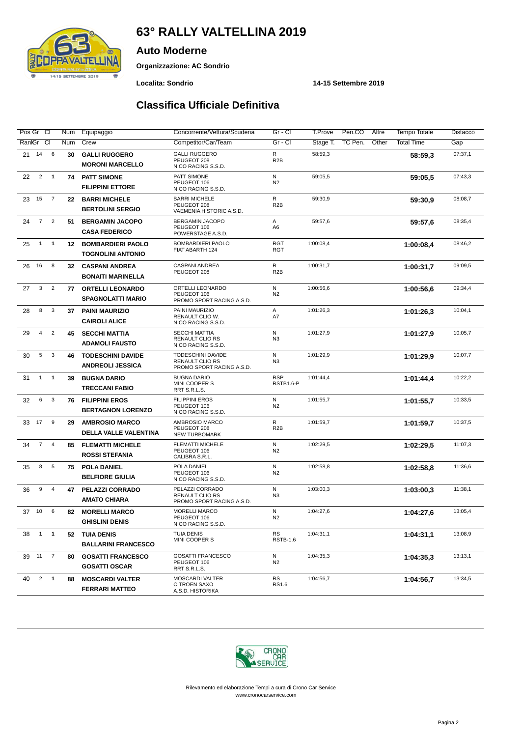# 63° RALLY VALTELLINA 2019

## Auto Moderne

**Organizzazione: AC Sondrio**

**Localita: Sondrio** **14-15 Settembre 2019**

## Classifica Ufficiale Definitiva

| Pos | Gr | Cl | Num | Equipaggio | Concorrente/Vettura/Scuderia | Gr - Cl | T.Prove | Pen.CO | Altre | Tempo Totale | Distacco |
|---|---|---|---|---|---|---|---|---|---|---|---|
| Rank | Gr | Cl | Num | Crew | Competitor/Car/Team | Gr - Cl | Stage T. | TC Pen. | Other | Total Time | Gap |
| 21 | 14 | 6 | 30 | **GALLI RUGGERO** / **MORONI MARCELLO** | GALLI RUGGERO / PEUGEOT 208 / NICO RACING S.S.D. | R / R2B | 58:59,3 | | | **58:59,3** | 07:37,1 |
| 22 | 2 | **1** | 74 | **PATT SIMONE** / **FILIPPINI ETTORE** | PATT SIMONE / PEUGEOT 106 / NICO RACING S.S.D. | N / N2 | 59:05,5 | | | **59:05,5** | 07:43,3 |
| 23 | 15 | 7 | 22 | **BARRI MICHELE** / **BERTOLINI SERGIO** | BARRI MICHELE / PEUGEOT 208 / VAEMENIA HISTORIC A.S.D. | R / R2B | 59:30,9 | | | **59:30,9** | 08:08,7 |
| 24 | 7 | 2 | 51 | **BERGAMIN JACOPO** / **CASA FEDERICO** | BERGAMIN JACOPO / PEUGEOT 106 / POWERSTAGE A.S.D. | A / A6 | 59:57,6 | | | **59:57,6** | 08:35,4 |
| 25 | **1** | **1** | 12 | **BOMBARDIERI PAOLO** / **TOGNOLINI ANTONIO** | BOMBARDIERI PAOLO / FIAT ABARTH 124 | RGT / RGT | 1:00:08,4 | | | **1:00:08,4** | 08:46,2 |
| 26 | 16 | 8 | 32 | **CASPANI ANDREA** / **BONAITI MARINELLA** | CASPANI ANDREA / PEUGEOT 208 | R / R2B | 1:00:31,7 | | | **1:00:31,7** | 09:09,5 |
| 27 | 3 | 2 | 77 | **ORTELLI LEONARDO** / **SPAGNOLATTI MARIO** | ORTELLI LEONARDO / PEUGEOT 106 / PROMO SPORT RACING A.S.D. | N / N2 | 1:00:56,6 | | | **1:00:56,6** | 09:34,4 |
| 28 | 8 | 3 | 37 | **PAINI MAURIZIO** / **CAIROLI ALICE** | PAINI MAURIZIO / RENAULT CLIO W. / NICO RACING S.S.D. | A / A7 | 1:01:26,3 | | | **1:01:26,3** | 10:04,1 |
| 29 | 4 | 2 | 45 | **SECCHI MATTIA** / **ADAMOLI FAUSTO** | SECCHI MATTIA / RENAULT CLIO RS / NICO RACING S.S.D. | N / N3 | 1:01:27,9 | | | **1:01:27,9** | 10:05,7 |
| 30 | 5 | 3 | 46 | **TODESCHINI DAVIDE** / **ANDREOLI JESSICA** | TODESCHINI DAVIDE / RENAULT CLIO RS / PROMO SPORT RACING A.S.D. | N / N3 | 1:01:29,9 | | | **1:01:29,9** | 10:07,7 |
| 31 | **1** | **1** | 39 | **BUGNA DARIO** / **TRECCANI FABIO** | BUGNA DARIO / MINI COOPER S / RRT S.R.L.S. | RSP / RSTB1.6-P | 1:01:44,4 | | | **1:01:44,4** | 10:22,2 |
| 32 | 6 | 3 | 76 | **FILIPPINI EROS** / **BERTAGNON LORENZO** | FILIPPINI EROS / PEUGEOT 106 / NICO RACING S.S.D. | N / N2 | 1:01:55,7 | | | **1:01:55,7** | 10:33,5 |
| 33 | 17 | 9 | 29 | **AMBROSIO MARCO** / **DELLA VALLE VALENTINA** | AMBROSIO MARCO / PEUGEOT 208 / NEW TURBOMARK | R / R2B | 1:01:59,7 | | | **1:01:59,7** | 10:37,5 |
| 34 | 7 | 4 | 85 | **FLEMATTI MICHELE** / **ROSSI STEFANIA** | FLEMATTI MICHELE / PEUGEOT 106 / CALIBRA S.R.L. | N / N2 | 1:02:29,5 | | | **1:02:29,5** | 11:07,3 |
| 35 | 8 | 5 | 75 | **POLA DANIEL** / **BELFIORE GIULIA** | POLA DANIEL / PEUGEOT 106 / NICO RACING S.S.D. | N / N2 | 1:02:58,8 | | | **1:02:58,8** | 11:36,6 |
| 36 | 9 | 4 | 47 | **PELAZZI CORRADO** / **AMATO CHIARA** | PELAZZI CORRADO / RENAULT CLIO RS / PROMO SPORT RACING A.S.D. | N / N3 | 1:03:00,3 | | | **1:03:00,3** | 11:38,1 |
| 37 | 10 | 6 | 82 | **MORELLI MARCO** / **GHISLINI DENIS** | MORELLI MARCO / PEUGEOT 106 / NICO RACING S.S.D. | N / N2 | 1:04:27,6 | | | **1:04:27,6** | 13:05,4 |
| 38 | **1** | **1** | 52 | **TUIA DENIS** / **BALLARINI FRANCESCO** | TUIA DENIS / MINI COOPER S | RS / RSTB-1.6 | 1:04:31,1 | | | **1:04:31,1** | 13:08,9 |
| 39 | 11 | 7 | 80 | **GOSATTI FRANCESCO** / **GOSATTI OSCAR** | GOSATTI FRANCESCO / PEUGEOT 106 / RRT S.R.L.S. | N / N2 | 1:04:35,3 | | | **1:04:35,3** | 13:13,1 |
| 40 | 2 | **1** | 88 | **MOSCARDI VALTER** / **FERRARI MATTEO** | MOSCARDI VALTER / CITROEN SAXO / A.S.D. HISTORIKA | RS / RS1.6 | 1:04:56,7 | | | **1:04:56,7** | 13:34,5 |

Rilevamento ed elaborazione Tempi a cura di Crono Car Service
www.cronocarservice.com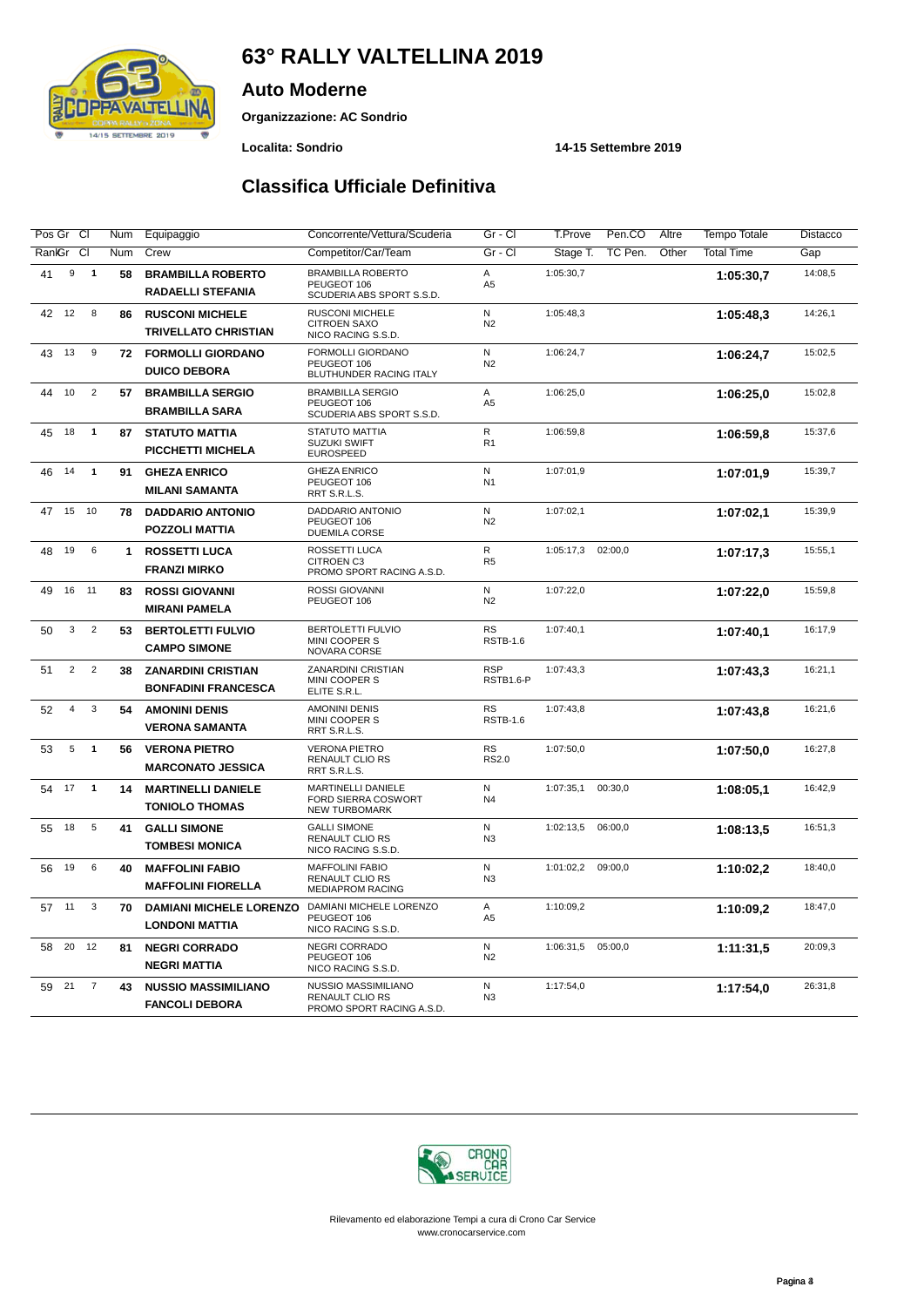# 63° RALLY VALTELLINA 2019

## Auto Moderne

**Organizzazione: AC Sondrio**

**Localita: Sondrio** **14-15 Settembre 2019**

## Classifica Ufficiale Definitiva

| Pos | Gr | Cl | Num | Equipaggio | Concorrente/Vettura/Scuderia | Gr - Cl | T.Prove | Pen.CO | Altre | Tempo Totale | Distacco |
|---|---|---|---|---|---|---|---|---|---|---|---|
| Rank | Gr | Cl | Num | Crew | Competitor/Car/Team | Gr - Cl | Stage T. | TC Pen. | Other | Total Time | Gap |
| 41 | 9 | **1** | **58** | **BRAMBILLA ROBERTO** **RADAELLI STEFANIA** | BRAMBILLA ROBERTO PEUGEOT 106 SCUDERIA ABS SPORT S.S.D. | A A5 | 1:05:30,7 | | | **1:05:30,7** | 14:08,5 |
| 42 | 12 | 8 | **86** | **RUSCONI MICHELE** **TRIVELLATO CHRISTIAN** | RUSCONI MICHELE CITROEN SAXO NICO RACING S.S.D. | N N2 | 1:05:48,3 | | | **1:05:48,3** | 14:26,1 |
| 43 | 13 | 9 | **72** | **FORMOLLI GIORDANO** **DUICO DEBORA** | FORMOLLI GIORDANO PEUGEOT 106 BLUTHUNDER RACING ITALY | N N2 | 1:06:24,7 | | | **1:06:24,7** | 15:02,5 |
| 44 | 10 | 2 | **57** | **BRAMBILLA SERGIO** **BRAMBILLA SARA** | BRAMBILLA SERGIO PEUGEOT 106 SCUDERIA ABS SPORT S.S.D. | A A5 | 1:06:25,0 | | | **1:06:25,0** | 15:02,8 |
| 45 | 18 | **1** | **87** | **STATUTO MATTIA** **PICCHETTI MICHELA** | STATUTO MATTIA SUZUKI SWIFT EUROSPEED | R R1 | 1:06:59,8 | | | **1:06:59,8** | 15:37,6 |
| 46 | 14 | **1** | **91** | **GHEZA ENRICO** **MILANI SAMANTA** | GHEZA ENRICO PEUGEOT 106 RRT S.R.L.S. | N N1 | 1:07:01,9 | | | **1:07:01,9** | 15:39,7 |
| 47 | 15 | 10 | **78** | **DADDARIO ANTONIO** **POZZOLI MATTIA** | DADDARIO ANTONIO PEUGEOT 106 DUEMILA CORSE | N N2 | 1:07:02,1 | | | **1:07:02,1** | 15:39,9 |
| 48 | 19 | 6 | **1** | **ROSSETTI LUCA** **FRANZI MIRKO** | ROSSETTI LUCA CITROEN C3 PROMO SPORT RACING A.S.D. | R R5 | 1:05:17,3 | 02:00,0 | | **1:07:17,3** | 15:55,1 |
| 49 | 16 | 11 | **83** | **ROSSI GIOVANNI** **MIRANI PAMELA** | ROSSI GIOVANNI PEUGEOT 106 | N N2 | 1:07:22,0 | | | **1:07:22,0** | 15:59,8 |
| 50 | 3 | 2 | **53** | **BERTOLETTI FULVIO** **CAMPO SIMONE** | BERTOLETTI FULVIO MINI COOPER S NOVARA CORSE | RS RSTB-1.6 | 1:07:40,1 | | | **1:07:40,1** | 16:17,9 |
| 51 | 2 | 2 | **38** | **ZANARDINI CRISTIAN** **BONFADINI FRANCESCA** | ZANARDINI CRISTIAN MINI COOPER S ELITE S.R.L. | RSP RSTB1.6-P | 1:07:43,3 | | | **1:07:43,3** | 16:21,1 |
| 52 | 4 | 3 | **54** | **AMONINI DENIS** **VERONA SAMANTA** | AMONINI DENIS MINI COOPER S RRT S.R.L.S. | RS RSTB-1.6 | 1:07:43,8 | | | **1:07:43,8** | 16:21,6 |
| 53 | 5 | **1** | **56** | **VERONA PIETRO** **MARCONATO JESSICA** | VERONA PIETRO RENAULT CLIO RS RRT S.R.L.S. | RS RS2.0 | 1:07:50,0 | | | **1:07:50,0** | 16:27,8 |
| 54 | 17 | **1** | **14** | **MARTINELLI DANIELE** **TONIOLO THOMAS** | MARTINELLI DANIELE FORD SIERRA COSWORT NEW TURBOMARK | N N4 | 1:07:35,1 | 00:30,0 | | **1:08:05,1** | 16:42,9 |
| 55 | 18 | 5 | **41** | **GALLI SIMONE** **TOMBESI MONICA** | GALLI SIMONE RENAULT CLIO RS NICO RACING S.S.D. | N N3 | 1:02:13,5 | 06:00,0 | | **1:08:13,5** | 16:51,3 |
| 56 | 19 | 6 | **40** | **MAFFOLINI FABIO** **MAFFOLINI FIORELLA** | MAFFOLINI FABIO RENAULT CLIO RS MEDIAPROM RACING | N N3 | 1:01:02,2 | 09:00,0 | | **1:10:02,2** | 18:40,0 |
| 57 | 11 | 3 | **70** | **DAMIANI MICHELE LORENZO** **LONDONI MATTIA** | DAMIANI MICHELE LORENZO PEUGEOT 106 NICO RACING S.S.D. | A A5 | 1:10:09,2 | | | **1:10:09,2** | 18:47,0 |
| 58 | 20 | 12 | **81** | **NEGRI CORRADO** **NEGRI MATTIA** | NEGRI CORRADO PEUGEOT 106 NICO RACING S.S.D. | N N2 | 1:06:31,5 | 05:00,0 | | **1:11:31,5** | 20:09,3 |
| 59 | 21 | 7 | **43** | **NUSSIO MASSIMILIANO** **FANCOLI DEBORA** | NUSSIO MASSIMILIANO RENAULT CLIO RS PROMO SPORT RACING A.S.D. | N N3 | 1:17:54,0 | | | **1:17:54,0** | 26:31,8 |

Rilevamento ed elaborazione Tempi a cura di Crono Car Service
www.cronocarservice.com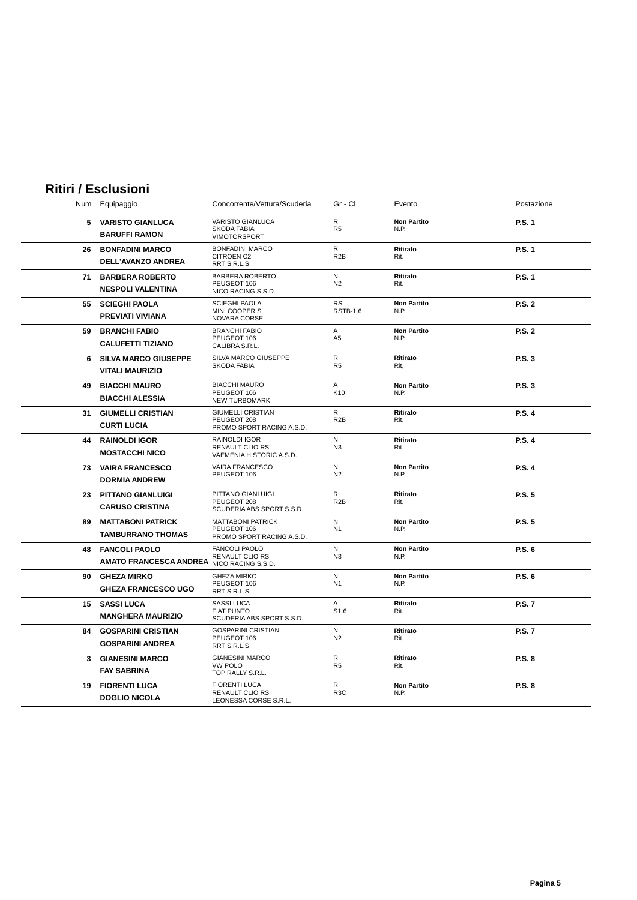## Ritiri / Esclusioni

| Num | Equipaggio | Concorrente/Vettura/Scuderia | Gr - Cl | Evento | Postazione |
|---|---|---|---|---|---|
| **5** | **VARISTO GIANLUCA**<br>**BARUFFI RAMON** | VARISTO GIANLUCA<br>SKODA FABIA<br>VIMOTORSPORT | R<br>R5 | **Non Partito**<br>N.P. | **P.S. 1** |
| **26** | **BONFADINI MARCO**<br>**DELL'AVANZO ANDREA** | BONFADINI MARCO<br>CITROEN C2<br>RRT S.R.L.S. | R<br>R2B | **Ritirato**<br>Rit. | **P.S. 1** |
| **71** | **BARBERA ROBERTO**<br>**NESPOLI VALENTINA** | BARBERA ROBERTO<br>PEUGEOT 106<br>NICO RACING S.S.D. | N<br>N2 | **Ritirato**<br>Rit. | **P.S. 1** |
| **55** | **SCIEGHI PAOLA**<br>**PREVIATI VIVIANA** | SCIEGHI PAOLA<br>MINI COOPER S<br>NOVARA CORSE | RS<br>RSTB-1.6 | **Non Partito**<br>N.P. | **P.S. 2** |
| **59** | **BRANCHI FABIO**<br>**CALUFETTI TIZIANO** | BRANCHI FABIO<br>PEUGEOT 106<br>CALIBRA S.R.L. | A<br>A5 | **Non Partito**<br>N.P. | **P.S. 2** |
| **6** | **SILVA MARCO GIUSEPPE**<br>**VITALI MAURIZIO** | SILVA MARCO GIUSEPPE<br>SKODA FABIA | R<br>R5 | **Ritirato**<br>Rit, | **P.S. 3** |
| **49** | **BIACCHI MAURO**<br>**BIACCHI ALESSIA** | BIACCHI MAURO<br>PEUGEOT 106<br>NEW TURBOMARK | A<br>K10 | **Non Partito**<br>N.P. | **P.S. 3** |
| **31** | **GIUMELLI CRISTIAN**<br>**CURTI LUCIA** | GIUMELLI CRISTIAN<br>PEUGEOT 208<br>PROMO SPORT RACING A.S.D. | R<br>R2B | **Ritirato**<br>Rit. | **P.S. 4** |
| **44** | **RAINOLDI IGOR**<br>**MOSTACCHI NICO** | RAINOLDI IGOR<br>RENAULT CLIO RS<br>VAEMENIA HISTORIC A.S.D. | N<br>N3 | **Ritirato**<br>Rit. | **P.S. 4** |
| **73** | **VAIRA FRANCESCO**<br>**DORMIA ANDREW** | VAIRA FRANCESCO<br>PEUGEOT 106 | N<br>N2 | **Non Partito**<br>N.P. | **P.S. 4** |
| **23** | **PITTANO GIANLUIGI**<br>**CARUSO CRISTINA** | PITTANO GIANLUIGI<br>PEUGEOT 208<br>SCUDERIA ABS SPORT S.S.D. | R<br>R2B | **Ritirato**<br>Rit. | **P.S. 5** |
| **89** | **MATTABONI PATRICK**<br>**TAMBURRANO THOMAS** | MATTABONI PATRICK<br>PEUGEOT 106<br>PROMO SPORT RACING A.S.D. | N<br>N1 | **Non Partito**<br>N.P. | **P.S. 5** |
| **48** | **FANCOLI PAOLO**<br>**AMATO FRANCESCA ANDREA** | FANCOLI PAOLO<br>RENAULT CLIO RS<br>NICO RACING S.S.D. | N<br>N3 | **Non Partito**<br>N.P. | **P.S. 6** |
| **90** | **GHEZA MIRKO**<br>**GHEZA FRANCESCO UGO** | GHEZA MIRKO<br>PEUGEOT 106<br>RRT S.R.L.S. | N<br>N1 | **Non Partito**<br>N.P. | **P.S. 6** |
| **15** | **SASSI LUCA**<br>**MANGHERA MAURIZIO** | SASSI LUCA<br>FIAT PUNTO<br>SCUDERIA ABS SPORT S.S.D. | A<br>S1.6 | **Ritirato**<br>Rit. | **P.S. 7** |
| **84** | **GOSPARINI CRISTIAN**<br>**GOSPARINI ANDREA** | GOSPARINI CRISTIAN<br>PEUGEOT 106<br>RRT S.R.L.S. | N<br>N2 | **Ritirato**<br>Rit. | **P.S. 7** |
| **3** | **GIANESINI MARCO**<br>**FAY SABRINA** | GIANESINI MARCO<br>VW POLO<br>TOP RALLY S.R.L. | R<br>R5 | **Ritirato**<br>Rit. | **P.S. 8** |
| **19** | **FIORENTI LUCA**<br>**DOGLIO NICOLA** | FIORENTI LUCA<br>RENAULT CLIO RS<br>LEONESSA CORSE S.R.L. | R<br>R3C | **Non Partito**<br>N.P. | **P.S. 8** |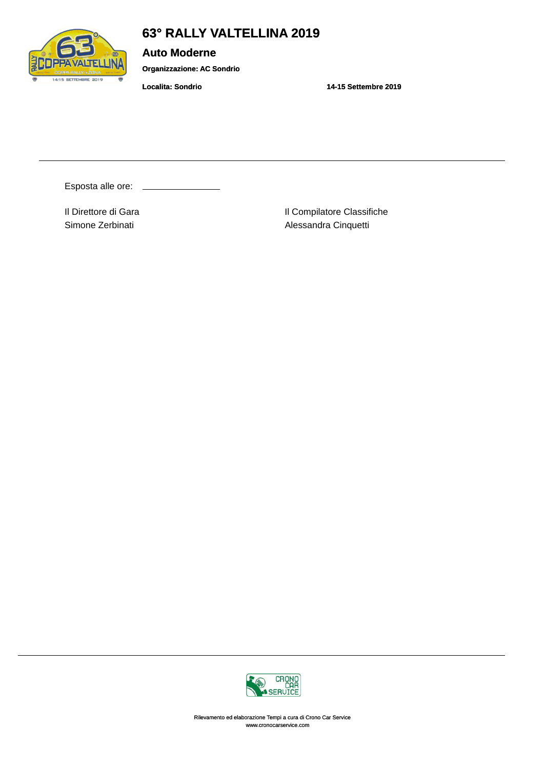# 63° RALLY VALTELLINA 2019

## Auto Moderne

**Organizzazione: AC Sondrio**

**Localita: Sondrio** **14-15 Settembre 2019**

---

Esposta alle ore: \_\_\_\_\_\_\_\_\_\_\_\_\_\_\_\_

Il Direttore di Gara
Simone Zerbinati

Il Compilatore Classifiche
Alessandra Cinquetti

---

Rilevamento ed elaborazione Tempi a cura di Crono Car Service
www.cronocarservice.com